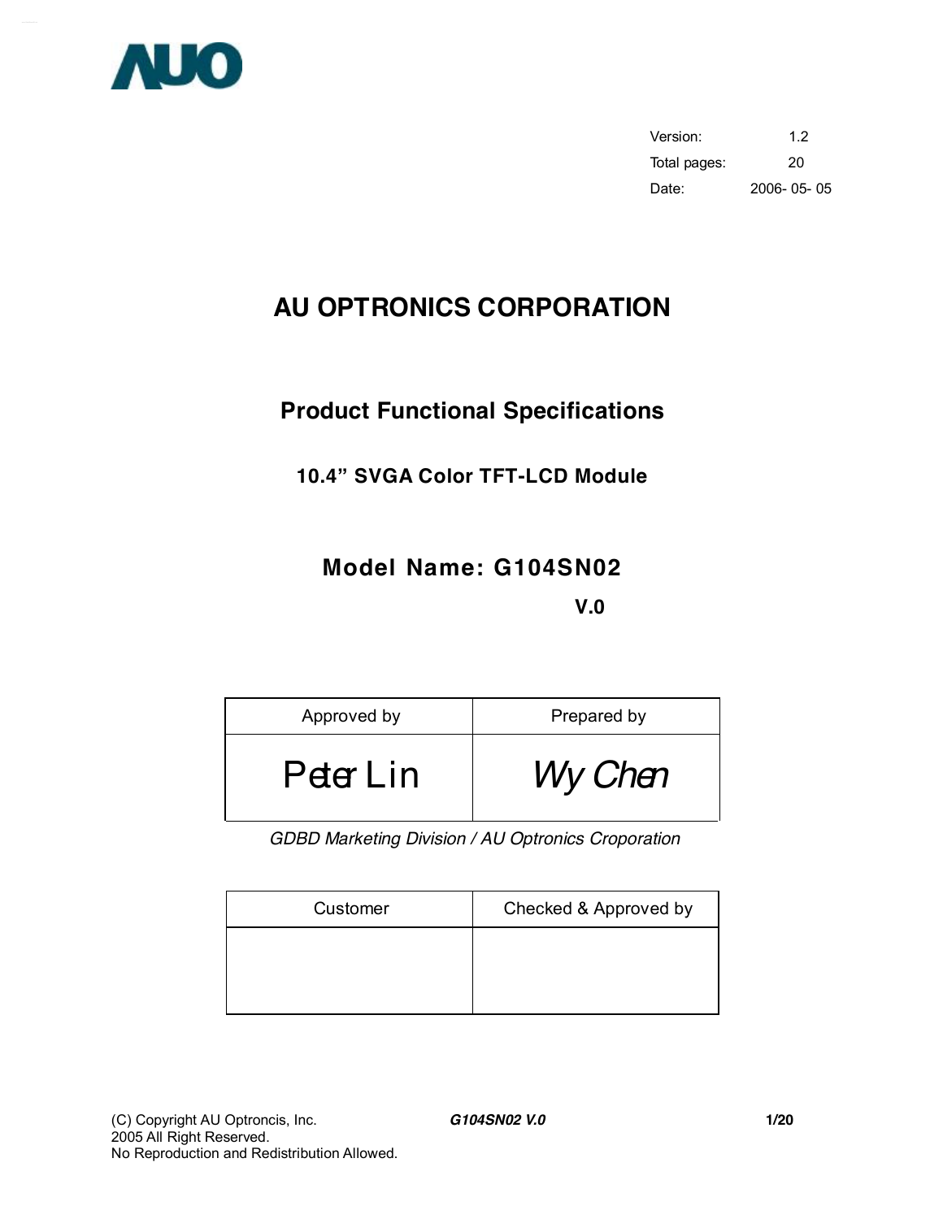AUO

| Version: | 1.2 |
|---|---|
| Total pages: | 20 |
| Date: | 2006- 05- 05 |

# AU OPTRONICS CORPORATION

## Product Functional Specifications

### 10.4" SVGA Color TFT-LCD Module

### Model Name: G104SN02

**V.0**

| Approved by | Prepared by |
|---|---|
| Peter Lin | Wy Chen |

*GDBD Marketing Division / AU Optronics Croporation*

| Customer | Checked & Approved by |
|---|---|
| | |

(C) Copyright AU Optroncis, Inc.
2005 All Right Reserved.
No Reproduction and Redistribution Allowed.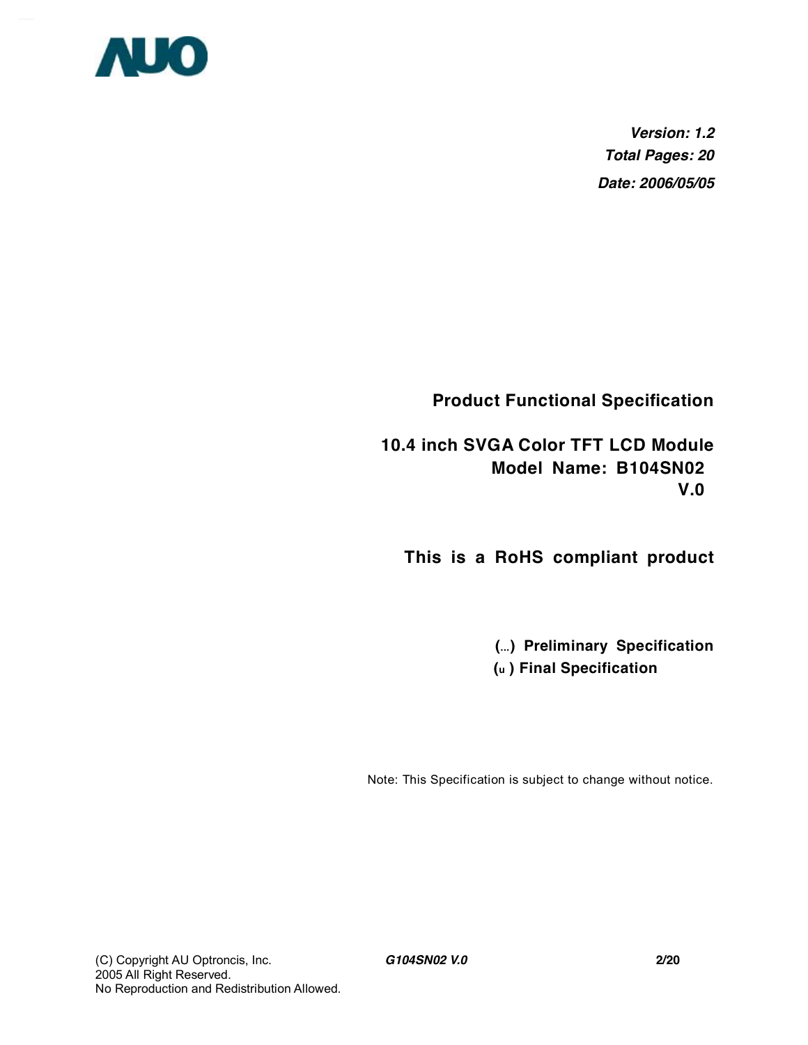***Version: 1.2***

***Total Pages: 20***

***Date: 2006/05/05***

**Product Functional Specification**

**10.4 inch SVGA Color TFT LCD Module**

**Model Name: B104SN02**

**V.0**

**This is a RoHS compliant product**

**(…) Preliminary Specification**

**(u ) Final Specification**

Note: This Specification is subject to change without notice.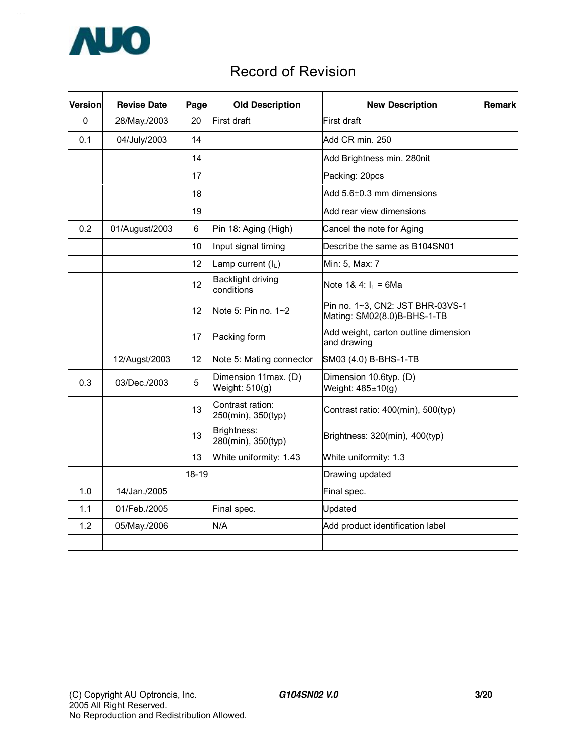# Record of Revision

| Version | Revise Date | Page | Old Description | New Description | Remark |
|---|---|---|---|---|---|
| 0 | 28/May./2003 | 20 | First draft | First draft | |
| 0.1 | 04/July/2003 | 14 | | Add CR min. 250 | |
| | | 14 | | Add Brightness min. 280nit | |
| | | 17 | | Packing: 20pcs | |
| | | 18 | | Add 5.6±0.3 mm dimensions | |
| | | 19 | | Add rear view dimensions | |
| 0.2 | 01/August/2003 | 6 | Pin 18: Aging (High) | Cancel the note for Aging | |
| | | 10 | Input signal timing | Describe the same as B104SN01 | |
| | | 12 | Lamp current ($I_L$) | Min: 5, Max: 7 | |
| | | 12 | Backlight driving conditions | Note 1& 4: $I_L$ = 6Ma | |
| | | 12 | Note 5: Pin no. 1~2 | Pin no. 1~3, CN2: JST BHR-03VS-1 Mating: SM02(8.0)B-BHS-1-TB | |
| | | 17 | Packing form | Add weight, carton outline dimension and drawing | |
| | 12/Augst/2003 | 12 | Note 5: Mating connector | SM03 (4.0) B-BHS-1-TB | |
| 0.3 | 03/Dec./2003 | 5 | Dimension 11max. (D) Weight: 510(g) | Dimension 10.6typ. (D) Weight: 485±10(g) | |
| | | 13 | Contrast ration: 250(min), 350(typ) | Contrast ratio: 400(min), 500(typ) | |
| | | 13 | Brightness: 280(min), 350(typ) | Brightness: 320(min), 400(typ) | |
| | | 13 | White uniformity: 1.43 | White uniformity: 1.3 | |
| | | 18-19 | | Drawing updated | |
| 1.0 | 14/Jan./2005 | | | Final spec. | |
| 1.1 | 01/Feb./2005 | | Final spec. | Updated | |
| 1.2 | 05/May./2006 | | N/A | Add product identification label | |
| | | | | | |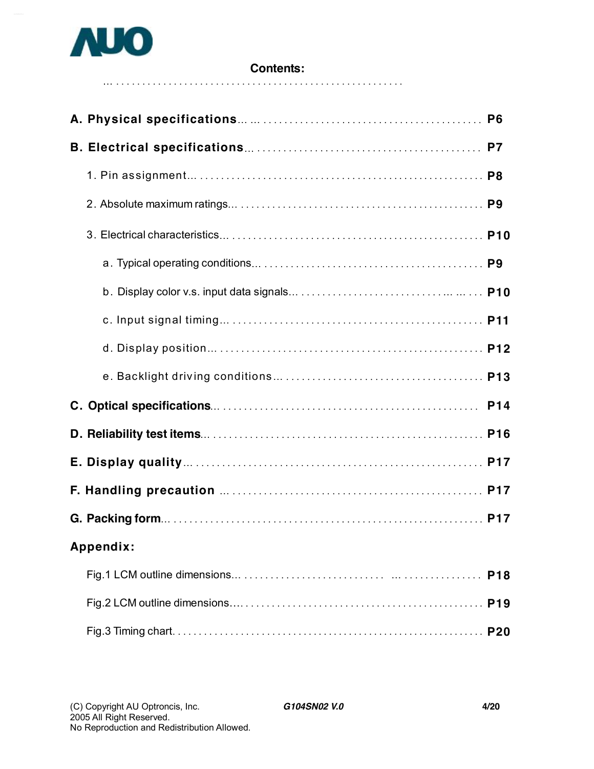AUO

## Contents:

| | |
|---|---|
| **A. Physical specifications** | **P6** |
| **B. Electrical specifications** | **P7** |
| 1. Pin assignment | **P8** |
| 2. Absolute maximum ratings | **P9** |
| 3. Electrical characteristics | **P10** |
| a. Typical operating conditions | **P9** |
| b. Display color v.s. input data signals | **P10** |
| c. Input signal timing | **P11** |
| d. Display position | **P12** |
| e. Backlight driving conditions | **P13** |
| **C. Optical specifications** | **P14** |
| **D. Reliability test items** | **P16** |
| **E. Display quality** | **P17** |
| **F. Handling precaution** | **P17** |
| **G. Packing form** | **P17** |
| **Appendix:** | |
| Fig.1 LCM outline dimensions | **P18** |
| Fig.2 LCM outline dimensions | **P19** |
| Fig.3 Timing chart | **P20** |

(C) Copyright AU Optroncis, Inc.
2005 All Right Reserved.
No Reproduction and Redistribution Allowed.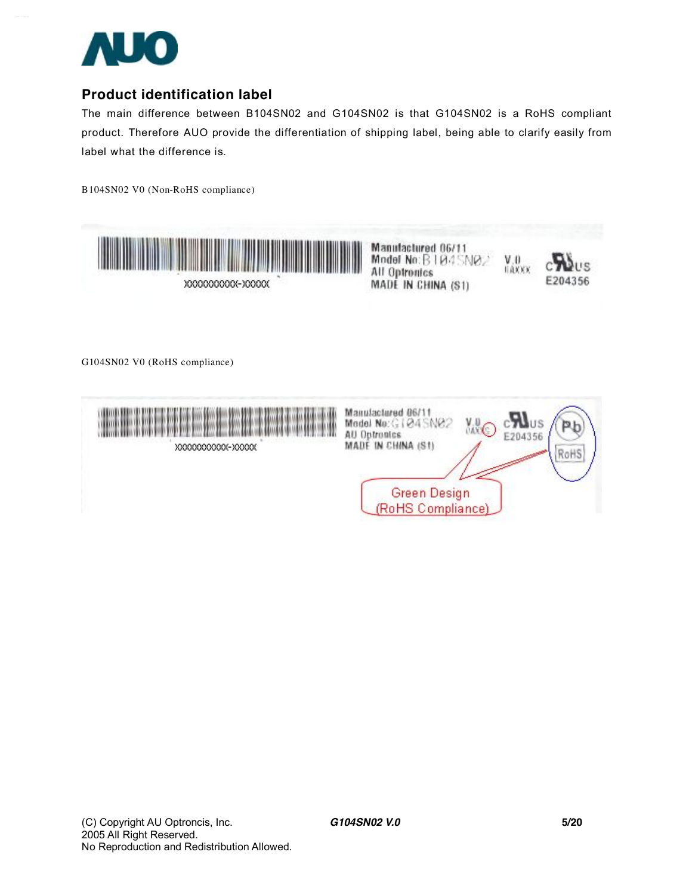## Product identification label

The main difference between B104SN02 and G104SN02 is that G104SN02 is a RoHS compliant product. Therefore AUO provide the differentiation of shipping label, being able to clarify easily from label what the difference is.

B104SN02 V0 (Non-RoHS compliance)

Manufactured 06/11
Model No: B104SN02
AU Optronics
MADE IN CHINA (S1)
V.0
E204356

G104SN02 V0 (RoHS compliance)

Manufactured 06/11
Model No: G104SN02
AU Optronics
MADE IN CHINA (S1)
V.0
E204356
Pb
RoHS

Green Design
(RoHS Compliance)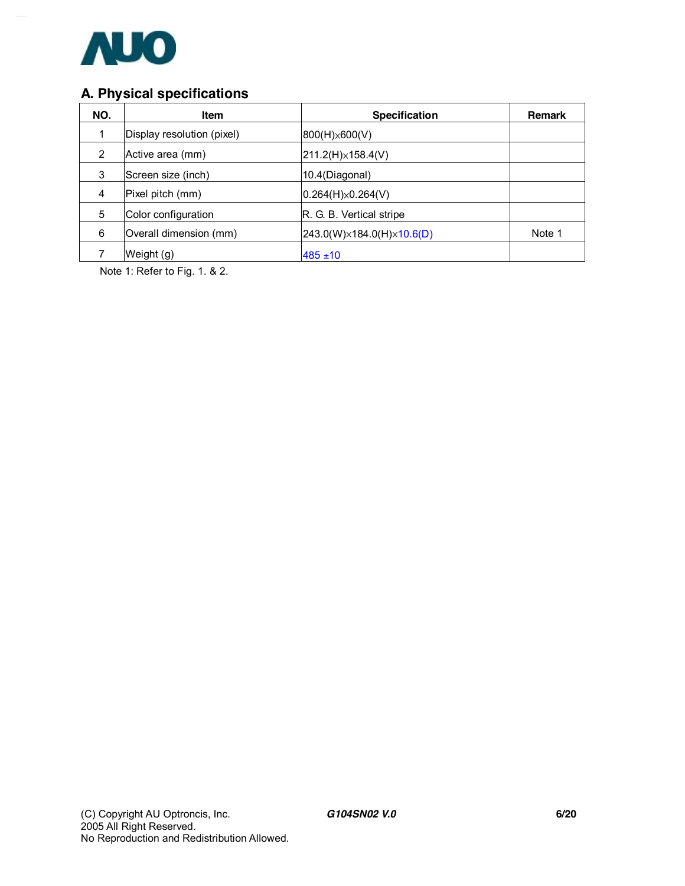## A. Physical specifications

| NO. | Item | Specification | Remark |
| --- | --- | --- | --- |
| 1 | Display resolution (pixel) | 800(H)×600(V) | |
| 2 | Active area (mm) | 211.2(H)×158.4(V) | |
| 3 | Screen size (inch) | 10.4(Diagonal) | |
| 4 | Pixel pitch (mm) | 0.264(H)×0.264(V) | |
| 5 | Color configuration | R. G. B. Vertical stripe | |
| 6 | Overall dimension (mm) | 243.0(W)×184.0(H)×10.6(D) | Note 1 |
| 7 | Weight (g) | 485 ±10 | |

Note 1: Refer to Fig. 1. & 2.

(C) Copyright AU Optroncis, Inc.
2005 All Right Reserved.
No Reproduction and Redistribution Allowed.

*G104SN02 V.0*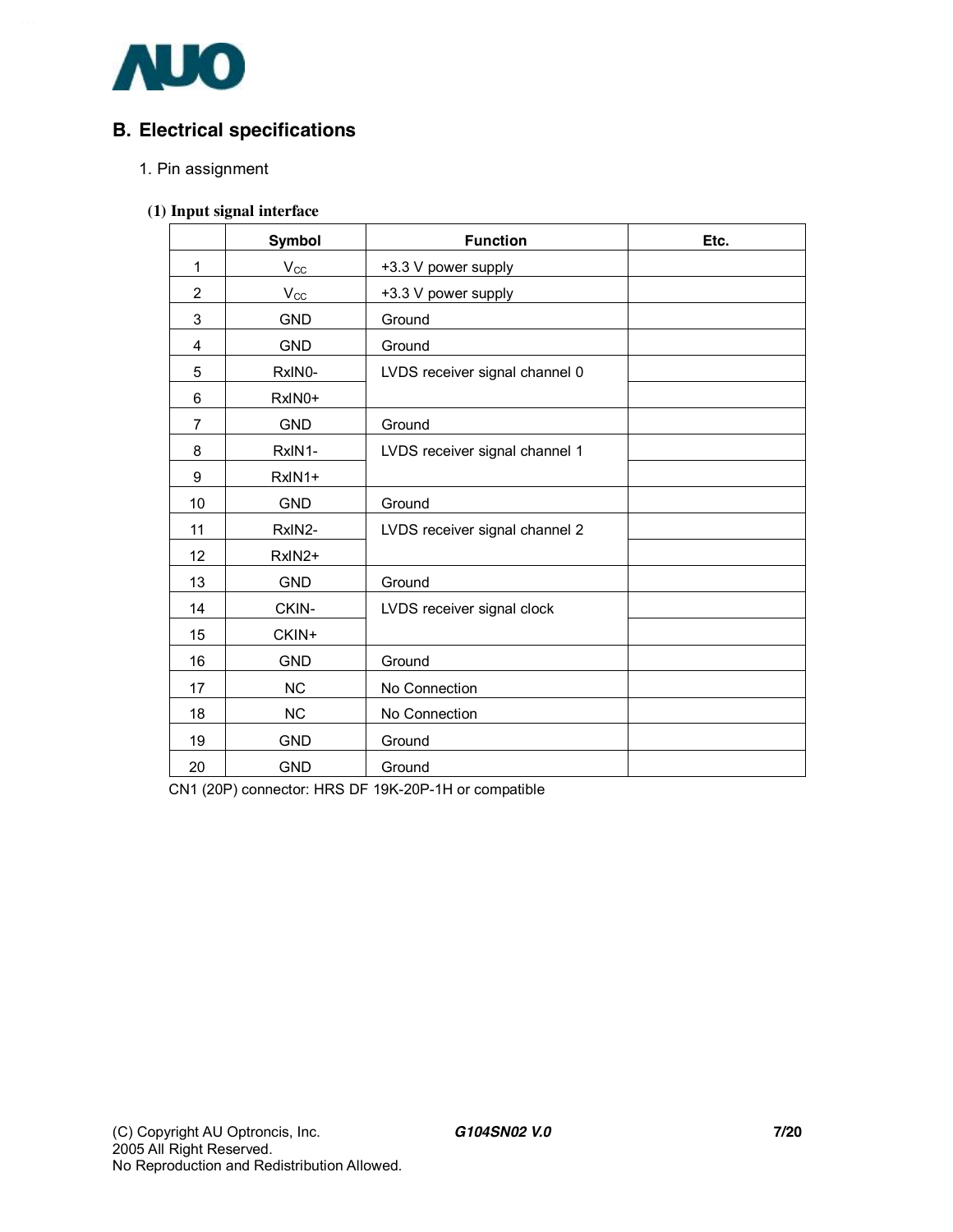## B. Electrical specifications

1. Pin assignment

**(1) Input signal interface**

| | Symbol | Function | Etc. |
|---|---|---|---|
| 1 | $V_{CC}$ | +3.3 V power supply | |
| 2 | $V_{CC}$ | +3.3 V power supply | |
| 3 | GND | Ground | |
| 4 | GND | Ground | |
| 5 | RxIN0- | LVDS receiver signal channel 0 | |
| 6 | RxIN0+ | | |
| 7 | GND | Ground | |
| 8 | RxIN1- | LVDS receiver signal channel 1 | |
| 9 | RxIN1+ | | |
| 10 | GND | Ground | |
| 11 | RxIN2- | LVDS receiver signal channel 2 | |
| 12 | RxIN2+ | | |
| 13 | GND | Ground | |
| 14 | CKIN- | LVDS receiver signal clock | |
| 15 | CKIN+ | | |
| 16 | GND | Ground | |
| 17 | NC | No Connection | |
| 18 | NC | No Connection | |
| 19 | GND | Ground | |
| 20 | GND | Ground | |

CN1 (20P) connector: HRS DF 19K-20P-1H or compatible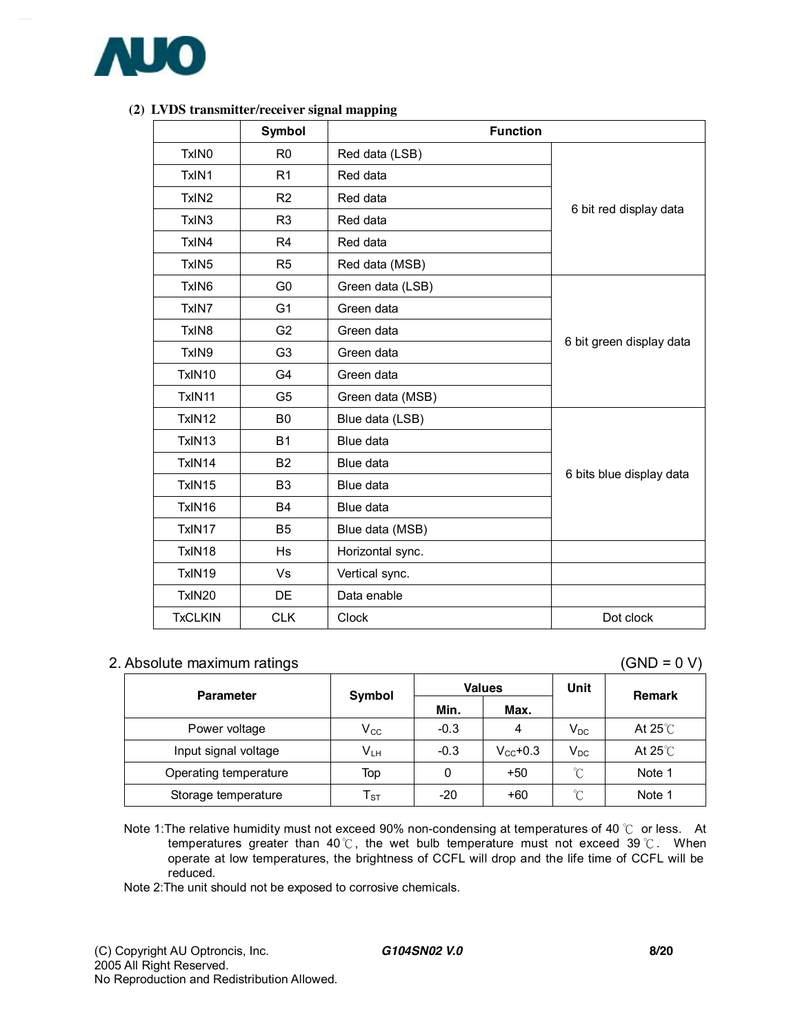### (2) LVDS transmitter/receiver signal mapping

| | Symbol | Function | |
|---|---|---|---|
| TxIN0 | R0 | Red data (LSB) | 6 bit red display data |
| TxIN1 | R1 | Red data | |
| TxIN2 | R2 | Red data | |
| TxIN3 | R3 | Red data | |
| TxIN4 | R4 | Red data | |
| TxIN5 | R5 | Red data (MSB) | |
| TxIN6 | G0 | Green data (LSB) | 6 bit green display data |
| TxIN7 | G1 | Green data | |
| TxIN8 | G2 | Green data | |
| TxIN9 | G3 | Green data | |
| TxIN10 | G4 | Green data | |
| TxIN11 | G5 | Green data (MSB) | |
| TxIN12 | B0 | Blue data (LSB) | 6 bits blue display data |
| TxIN13 | B1 | Blue data | |
| TxIN14 | B2 | Blue data | |
| TxIN15 | B3 | Blue data | |
| TxIN16 | B4 | Blue data | |
| TxIN17 | B5 | Blue data (MSB) | |
| TxIN18 | Hs | Horizontal sync. | |
| TxIN19 | Vs | Vertical sync. | |
| TxIN20 | DE | Data enable | |
| TxCLKIN | CLK | Clock | Dot clock |

## 2. Absolute maximum ratings

(GND = 0 V)

| Parameter | Symbol | Values | | Unit | Remark |
|---|---|---|---|---|---|
| | | Min. | Max. | | |
| Power voltage | $V_{CC}$ | -0.3 | 4 | $V_{DC}$ | At 25℃ |
| Input signal voltage | $V_{LH}$ | -0.3 | $V_{CC}$+0.3 | $V_{DC}$ | At 25℃ |
| Operating temperature | Top | 0 | +50 | ℃ | Note 1 |
| Storage temperature | $T_{ST}$ | -20 | +60 | ℃ | Note 1 |

Note 1:The relative humidity must not exceed 90% non-condensing at temperatures of 40 ℃ or less. At temperatures greater than 40℃, the wet bulb temperature must not exceed 39℃. When operate at low temperatures, the brightness of CCFL will drop and the life time of CCFL will be reduced.

Note 2:The unit should not be exposed to corrosive chemicals.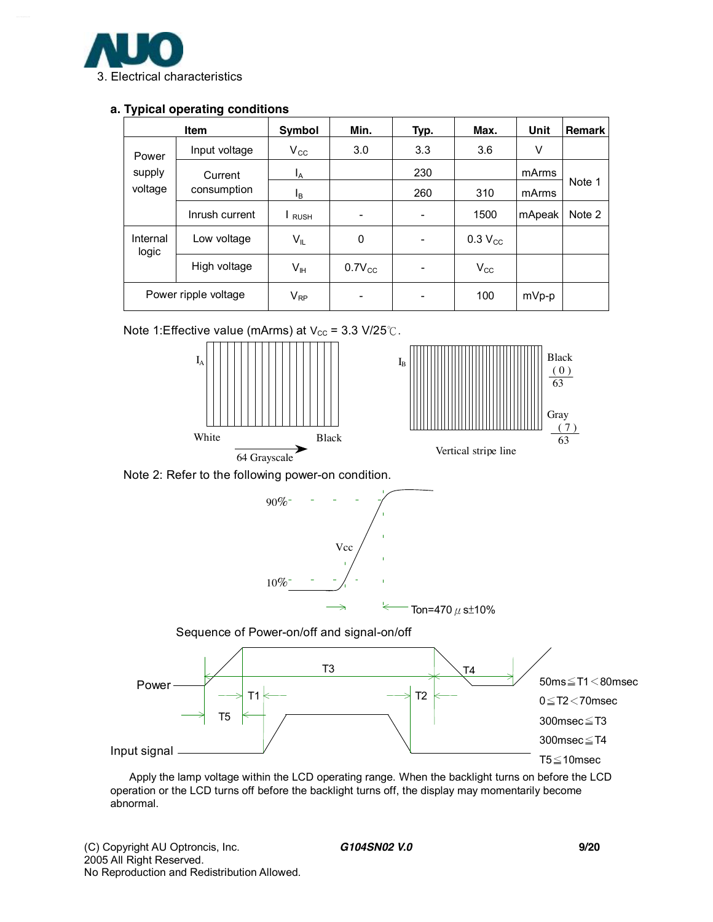3. Electrical characteristics

### a. Typical operating conditions

| Item | | Symbol | Min. | Typ. | Max. | Unit | Remark |
|---|---|---|---|---|---|---|---|
| Power supply voltage | Input voltage | $V_{CC}$ | 3.0 | 3.3 | 3.6 | V | |
| | Current consumption | $I_A$ | | 230 | | mArms | Note 1 |
| | | $I_B$ | | 260 | 310 | mArms | |
| | Inrush current | $I_{RUSH}$ | - | - | 1500 | mApeak | Note 2 |
| Internal logic | Low voltage | $V_{IL}$ | 0 | - | 0.3 $V_{CC}$ | | |
| | High voltage | $V_{IH}$ | 0.7$V_{CC}$ | - | $V_{CC}$ | | |
| Power ripple voltage | | $V_{RP}$ | - | - | 100 | mVp-p | |

Note 1:Effective value (mArms) at $V_{CC}$ = 3.3 V/25℃.

$I_A$ — White → Black, 64 Grayscale

$I_B$ — Vertical stripe line; Black (0)/63, Gray (7)/63

Note 2: Refer to the following power-on condition.

90%, 10%, Vcc, Ton=470 μs±10%

Sequence of Power-on/off and signal-on/off

Power, Input signal, T1, T2, T3, T4, T5

50ms≦T1＜80msec

0≦T2＜70msec

300msec≦T3

300msec≦T4

T5≦10msec

Apply the lamp voltage within the LCD operating range. When the backlight turns on before the LCD operation or the LCD turns off before the backlight turns off, the display may momentarily become abnormal.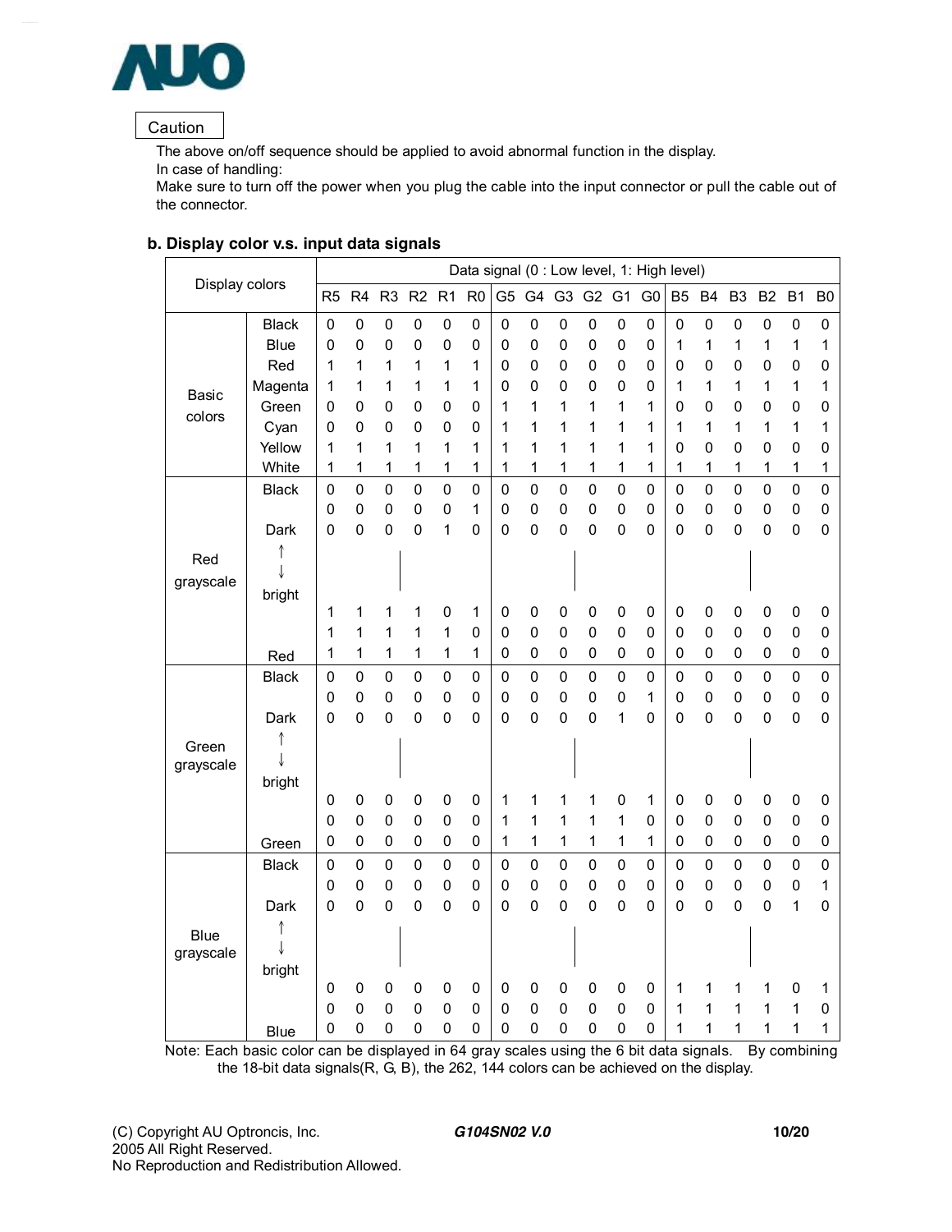Caution

The above on/off sequence should be applied to avoid abnormal function in the display.
In case of handling:
Make sure to turn off the power when you plug the cable into the input connector or pull the cable out of the connector.

### b. Display color v.s. input data signals

| Display colors | | R5 | R4 | R3 | R2 | R1 | R0 | G5 | G4 | G3 | G2 | G1 | G0 | B5 | B4 | B3 | B2 | B1 | B0 |
|---|---|---|---|---|---|---|---|---|---|---|---|---|---|---|---|---|---|---|---|
| | | Data signal (0 : Low level, 1: High level) | | | | | | | | | | | | | | | | | |
| Basic colors | Black | 0 | 0 | 0 | 0 | 0 | 0 | 0 | 0 | 0 | 0 | 0 | 0 | 0 | 0 | 0 | 0 | 0 | 0 |
| | Blue | 0 | 0 | 0 | 0 | 0 | 0 | 0 | 0 | 0 | 0 | 0 | 0 | 1 | 1 | 1 | 1 | 1 | 1 |
| | Red | 1 | 1 | 1 | 1 | 1 | 1 | 0 | 0 | 0 | 0 | 0 | 0 | 0 | 0 | 0 | 0 | 0 | 0 |
| | Magenta | 1 | 1 | 1 | 1 | 1 | 1 | 0 | 0 | 0 | 0 | 0 | 0 | 1 | 1 | 1 | 1 | 1 | 1 |
| | Green | 0 | 0 | 0 | 0 | 0 | 0 | 1 | 1 | 1 | 1 | 1 | 1 | 0 | 0 | 0 | 0 | 0 | 0 |
| | Cyan | 0 | 0 | 0 | 0 | 0 | 0 | 1 | 1 | 1 | 1 | 1 | 1 | 1 | 1 | 1 | 1 | 1 | 1 |
| | Yellow | 1 | 1 | 1 | 1 | 1 | 1 | 1 | 1 | 1 | 1 | 1 | 1 | 0 | 0 | 0 | 0 | 0 | 0 |
| | White | 1 | 1 | 1 | 1 | 1 | 1 | 1 | 1 | 1 | 1 | 1 | 1 | 1 | 1 | 1 | 1 | 1 | 1 |
| Red grayscale | Black | 0 | 0 | 0 | 0 | 0 | 0 | 0 | 0 | 0 | 0 | 0 | 0 | 0 | 0 | 0 | 0 | 0 | 0 |
| | | 0 | 0 | 0 | 0 | 0 | 1 | 0 | 0 | 0 | 0 | 0 | 0 | 0 | 0 | 0 | 0 | 0 | 0 |
| | Dark | 0 | 0 | 0 | 0 | 1 | 0 | 0 | 0 | 0 | 0 | 0 | 0 | 0 | 0 | 0 | 0 | 0 | 0 |
| | ↑ ↓ | \| | | | | | | \| | | | | | | \| | | | | | |
| | bright | | | | | | | | | | | | | | | | | | |
| | | 1 | 1 | 1 | 1 | 0 | 1 | 0 | 0 | 0 | 0 | 0 | 0 | 0 | 0 | 0 | 0 | 0 | 0 |
| | | 1 | 1 | 1 | 1 | 1 | 0 | 0 | 0 | 0 | 0 | 0 | 0 | 0 | 0 | 0 | 0 | 0 | 0 |
| | Red | 1 | 1 | 1 | 1 | 1 | 1 | 0 | 0 | 0 | 0 | 0 | 0 | 0 | 0 | 0 | 0 | 0 | 0 |
| Green grayscale | Black | 0 | 0 | 0 | 0 | 0 | 0 | 0 | 0 | 0 | 0 | 0 | 0 | 0 | 0 | 0 | 0 | 0 | 0 |
| | | 0 | 0 | 0 | 0 | 0 | 0 | 0 | 0 | 0 | 0 | 0 | 1 | 0 | 0 | 0 | 0 | 0 | 0 |
| | Dark | 0 | 0 | 0 | 0 | 0 | 0 | 0 | 0 | 0 | 0 | 1 | 0 | 0 | 0 | 0 | 0 | 0 | 0 |
| | ↑ ↓ | \| | | | | | | \| | | | | | | \| | | | | | |
| | bright | | | | | | | | | | | | | | | | | | |
| | | 0 | 0 | 0 | 0 | 0 | 0 | 1 | 1 | 1 | 1 | 0 | 1 | 0 | 0 | 0 | 0 | 0 | 0 |
| | | 0 | 0 | 0 | 0 | 0 | 0 | 1 | 1 | 1 | 1 | 1 | 0 | 0 | 0 | 0 | 0 | 0 | 0 |
| | Green | 0 | 0 | 0 | 0 | 0 | 0 | 1 | 1 | 1 | 1 | 1 | 1 | 0 | 0 | 0 | 0 | 0 | 0 |
| Blue grayscale | Black | 0 | 0 | 0 | 0 | 0 | 0 | 0 | 0 | 0 | 0 | 0 | 0 | 0 | 0 | 0 | 0 | 0 | 0 |
| | | 0 | 0 | 0 | 0 | 0 | 0 | 0 | 0 | 0 | 0 | 0 | 0 | 0 | 0 | 0 | 0 | 0 | 1 |
| | Dark | 0 | 0 | 0 | 0 | 0 | 0 | 0 | 0 | 0 | 0 | 0 | 0 | 0 | 0 | 0 | 0 | 1 | 0 |
| | ↑ ↓ | \| | | | | | | \| | | | | | | \| | | | | | |
| | bright | | | | | | | | | | | | | | | | | | |
| | | 0 | 0 | 0 | 0 | 0 | 0 | 0 | 0 | 0 | 0 | 0 | 0 | 1 | 1 | 1 | 1 | 0 | 1 |
| | | 0 | 0 | 0 | 0 | 0 | 0 | 0 | 0 | 0 | 0 | 0 | 0 | 1 | 1 | 1 | 1 | 1 | 0 |
| | Blue | 0 | 0 | 0 | 0 | 0 | 0 | 0 | 0 | 0 | 0 | 0 | 0 | 1 | 1 | 1 | 1 | 1 | 1 |

Note: Each basic color can be displayed in 64 gray scales using the 6 bit data signals. By combining the 18-bit data signals(R, G, B), the 262, 144 colors can be achieved on the display.

(C) Copyright AU Optroncis, Inc.
2005 All Right Reserved.
No Reproduction and Redistribution Allowed.

*G104SN02 V.0*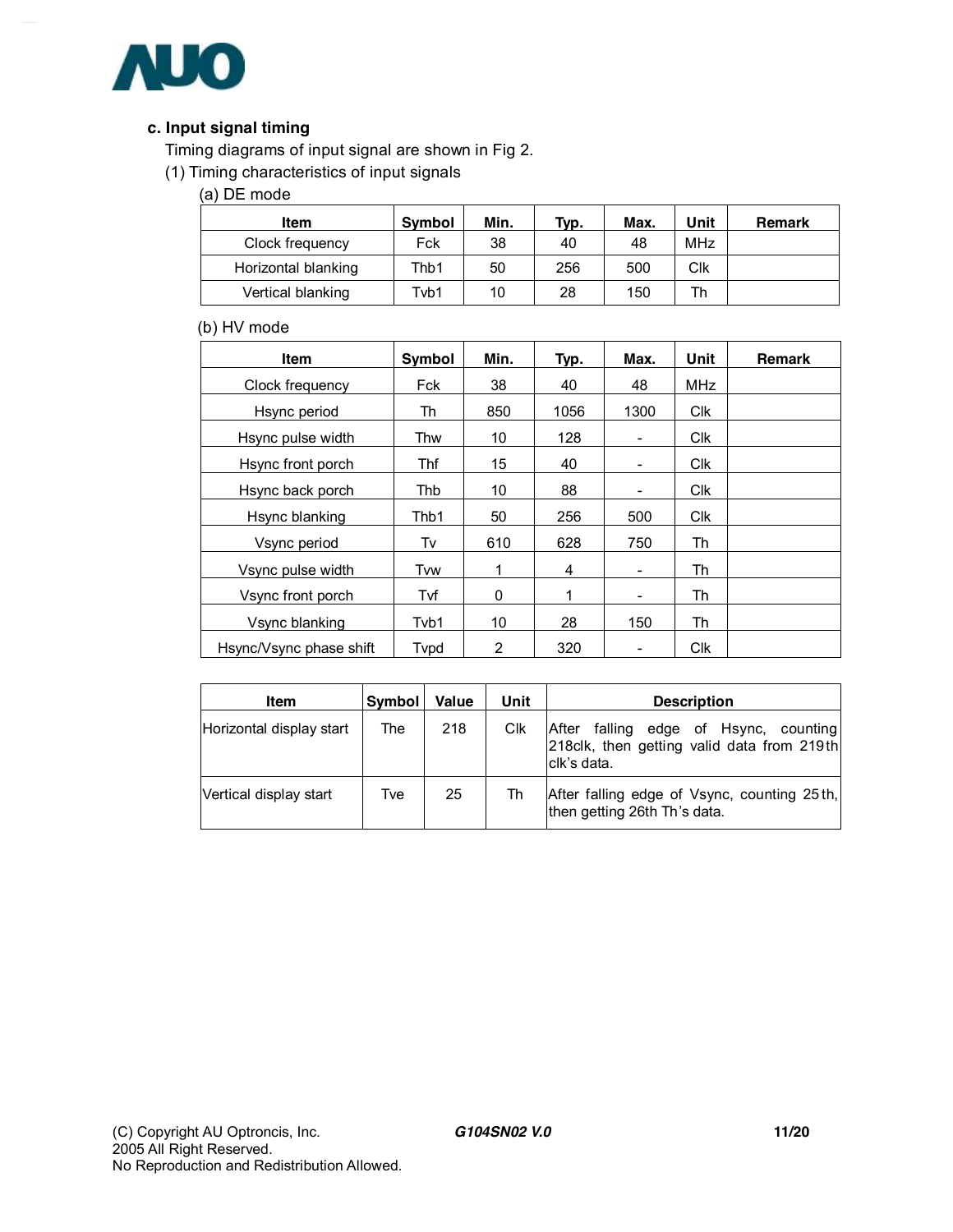**c. Input signal timing**

Timing diagrams of input signal are shown in Fig 2.

(1) Timing characteristics of input signals

(a) DE mode

| Item | Symbol | Min. | Typ. | Max. | Unit | Remark |
|---|---|---|---|---|---|---|
| Clock frequency | Fck | 38 | 40 | 48 | MHz | |
| Horizontal blanking | Thb1 | 50 | 256 | 500 | Clk | |
| Vertical blanking | Tvb1 | 10 | 28 | 150 | Th | |

(b) HV mode

| Item | Symbol | Min. | Typ. | Max. | Unit | Remark |
|---|---|---|---|---|---|---|
| Clock frequency | Fck | 38 | 40 | 48 | MHz | |
| Hsync period | Th | 850 | 1056 | 1300 | Clk | |
| Hsync pulse width | Thw | 10 | 128 | - | Clk | |
| Hsync front porch | Thf | 15 | 40 | - | Clk | |
| Hsync back porch | Thb | 10 | 88 | - | Clk | |
| Hsync blanking | Thb1 | 50 | 256 | 500 | Clk | |
| Vsync period | Tv | 610 | 628 | 750 | Th | |
| Vsync pulse width | Tvw | 1 | 4 | - | Th | |
| Vsync front porch | Tvf | 0 | 1 | - | Th | |
| Vsync blanking | Tvb1 | 10 | 28 | 150 | Th | |
| Hsync/Vsync phase shift | Tvpd | 2 | 320 | - | Clk | |

| Item | Symbol | Value | Unit | Description |
|---|---|---|---|---|
| Horizontal display start | The | 218 | Clk | After falling edge of Hsync, counting 218clk, then getting valid data from 219th clk's data. |
| Vertical display start | Tve | 25 | Th | After falling edge of Vsync, counting 25th, then getting 26th Th's data. |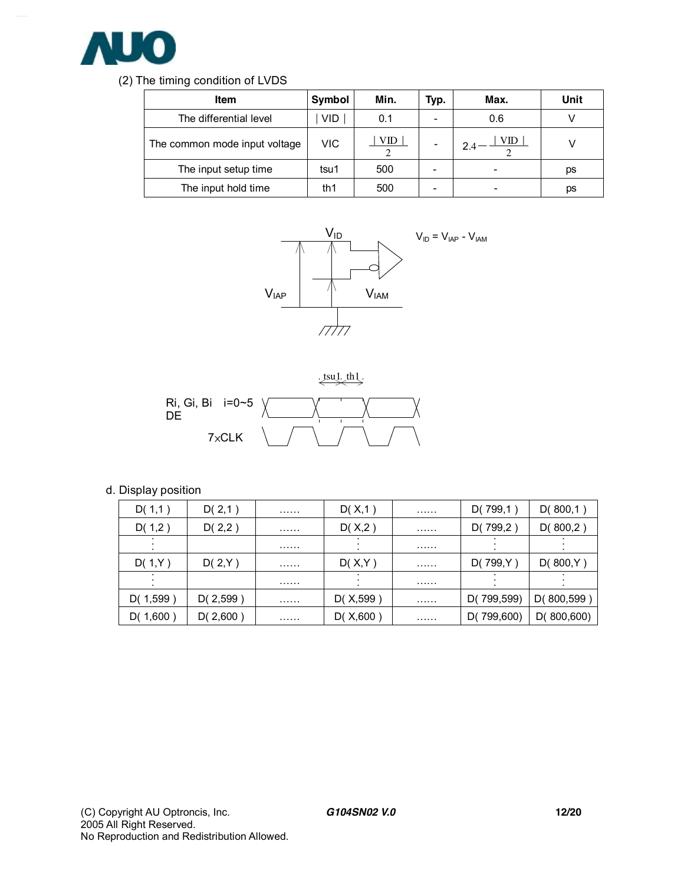(2) The timing condition of LVDS

| Item | Symbol | Min. | Typ. | Max. | Unit |
|---|---|---|---|---|---|
| The differential level | $\|VID\|$ | 0.1 | - | 0.6 | V |
| The common mode input voltage | VIC | $\frac{\|VID\|}{2}$ | - | $2.4-\frac{\|VID\|}{2}$ | V |
| The input setup time | tsu1 | 500 | - | - | ps |
| The input hold time | th1 | 500 | - | - | ps |

$V_{ID} = V_{IAP} - V_{IAM}$

$V_{ID}$

$V_{IAP}$

$V_{IAM}$

tsu1 th1

Ri, Gi, Bi i=0~5
DE

7×CLK

d. Display position

| D( 1,1 ) | D( 2,1 ) | …… | D( X,1 ) | …… | D( 799,1 ) | D( 800,1 ) |
|---|---|---|---|---|---|---|
| D( 1,2 ) | D( 2,2 ) | …… | D( X,2 ) | …… | D( 799,2 ) | D( 800,2 ) |
| ⋮ | | …… | ⋮ | …… | ⋮ | ⋮ |
| D( 1,Y ) | D( 2,Y ) | …… | D( X,Y ) | …… | D( 799,Y ) | D( 800,Y ) |
| ⋮ | | …… | ⋮ | …… | ⋮ | ⋮ |
| D( 1,599 ) | D( 2,599 ) | …… | D( X,599 ) | …… | D( 799,599) | D( 800,599 ) |
| D( 1,600 ) | D( 2,600 ) | …… | D( X,600 ) | …… | D( 799,600) | D( 800,600) |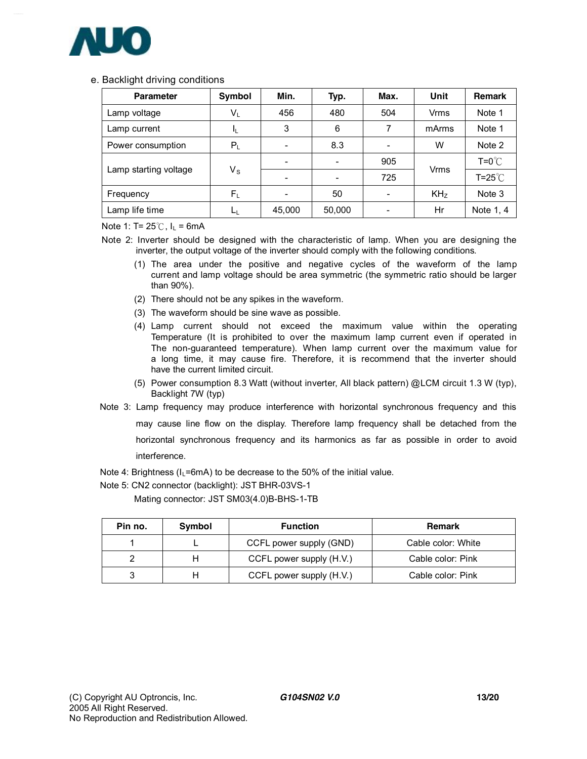e. Backlight driving conditions

| Parameter | Symbol | Min. | Typ. | Max. | Unit | Remark |
|---|---|---|---|---|---|---|
| Lamp voltage | $V_L$ | 456 | 480 | 504 | Vrms | Note 1 |
| Lamp current | $I_L$ | 3 | 6 | 7 | mArms | Note 1 |
| Power consumption | $P_L$ | - | 8.3 | - | W | Note 2 |
| Lamp starting voltage | $V_S$ | - | - | 905 | Vrms | T=0℃ |
| | | - | - | 725 | | T=25℃ |
| Frequency | $F_L$ | - | 50 | - | KHz | Note 3 |
| Lamp life time | $L_L$ | 45,000 | 50,000 | - | Hr | Note 1, 4 |

Note 1: T= 25℃, $I_L$ = 6mA

Note 2: Inverter should be designed with the characteristic of lamp. When you are designing the inverter, the output voltage of the inverter should comply with the following conditions.

1. The area under the positive and negative cycles of the waveform of the lamp current and lamp voltage should be area symmetric (the symmetric ratio should be larger than 90%).
2. There should not be any spikes in the waveform.
3. The waveform should be sine wave as possible.
4. Lamp current should not exceed the maximum value within the operating Temperature (It is prohibited to over the maximum lamp current even if operated in The non-guaranteed temperature). When lamp current over the maximum value for a long time, it may cause fire. Therefore, it is recommend that the inverter should have the current limited circuit.
5. Power consumption 8.3 Watt (without inverter, All black pattern) @LCM circuit 1.3 W (typ), Backlight 7W (typ)

Note 3: Lamp frequency may produce interference with horizontal synchronous frequency and this may cause line flow on the display. Therefore lamp frequency shall be detached from the horizontal synchronous frequency and its harmonics as far as possible in order to avoid interference.

Note 4: Brightness ($I_L$=6mA) to be decrease to the 50% of the initial value.

Note 5: CN2 connector (backlight): JST BHR-03VS-1

Mating connector: JST SM03(4.0)B-BHS-1-TB

| Pin no. | Symbol | Function | Remark |
|---|---|---|---|
| 1 | L | CCFL power supply (GND) | Cable color: White |
| 2 | H | CCFL power supply (H.V.) | Cable color: Pink |
| 3 | H | CCFL power supply (H.V.) | Cable color: Pink |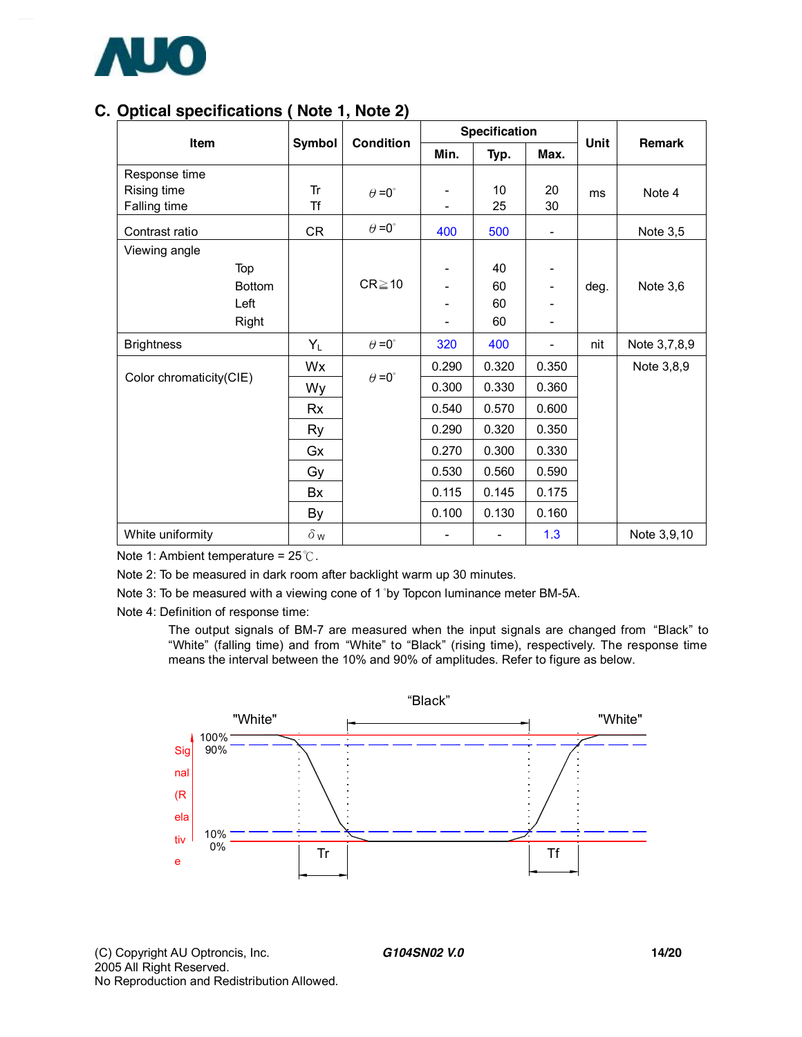## C. Optical specifications ( Note 1, Note 2)

| Item | Symbol | Condition | Specification | | | Unit | Remark |
|---|---|---|---|---|---|---|---|
| | | | Min. | Typ. | Max. | | |
| Response time<br>Rising time<br>Falling time | Tr<br>Tf | θ =0° | -<br>- | 10<br>25 | 20<br>30 | ms | Note 4 |
| Contrast ratio | CR | θ =0° | 400 | 500 | - | | Note 3,5 |
| Viewing angle<br>Top<br>Bottom<br>Left<br>Right | | CR≧10 | -<br>-<br>-<br>- | 40<br>60<br>60<br>60 | -<br>-<br>-<br>- | deg. | Note 3,6 |
| Brightness | $Y_L$ | θ =0° | 320 | 400 | - | nit | Note 3,7,8,9 |
| Color chromaticity(CIE) | Wx | θ =0° | 0.290 | 0.320 | 0.350 | | Note 3,8,9 |
| | Wy | | 0.300 | 0.330 | 0.360 | | |
| | Rx | | 0.540 | 0.570 | 0.600 | | |
| | Ry | | 0.290 | 0.320 | 0.350 | | |
| | Gx | | 0.270 | 0.300 | 0.330 | | |
| | Gy | | 0.530 | 0.560 | 0.590 | | |
| | Bx | | 0.115 | 0.145 | 0.175 | | |
| | By | | 0.100 | 0.130 | 0.160 | | |
| White uniformity | $\delta_W$ | | - | - | 1.3 | | Note 3,9,10 |

Note 1: Ambient temperature = 25℃.

Note 2: To be measured in dark room after backlight warm up 30 minutes.

Note 3: To be measured with a viewing cone of 1°by Topcon luminance meter BM-5A.

Note 4: Definition of response time:

The output signals of BM-7 are measured when the input signals are changed from "Black" to "White" (falling time) and from "White" to "Black" (rising time), respectively. The response time means the interval between the 10% and 90% of amplitudes. Refer to figure as below.

"White" "Black" "White"

Signal (Relative)

100% 90% 10% 0%

Tr Tf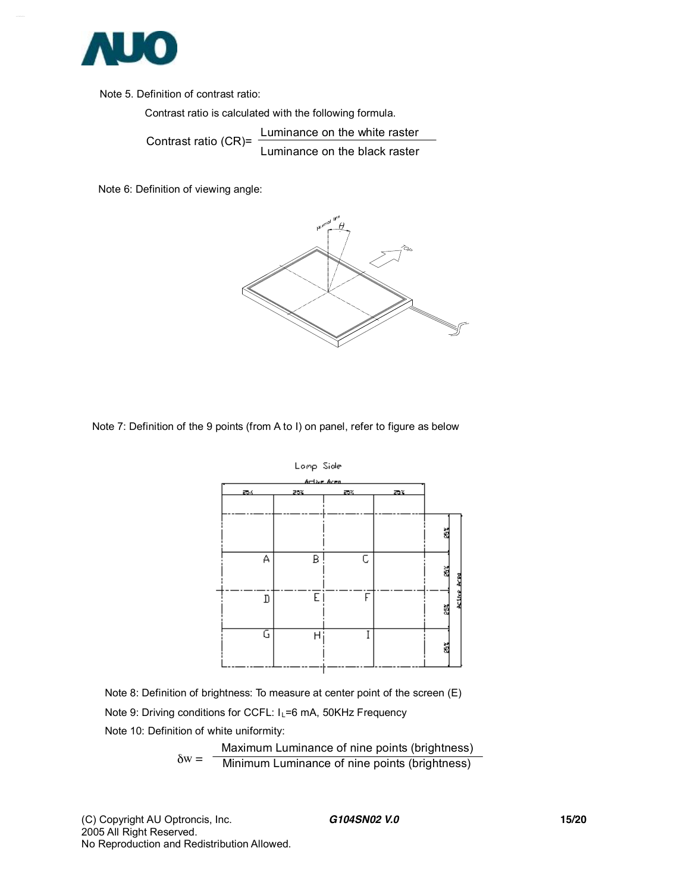Note 5. Definition of contrast ratio:

Contrast ratio is calculated with the following formula.

$$\text{Contrast ratio (CR)} = \frac{\text{Luminance on the white raster}}{\text{Luminance on the black raster}}$$

Note 6: Definition of viewing angle:

Note 7: Definition of the 9 points (from A to I) on panel, refer to figure as below

Note 8: Definition of brightness: To measure at center point of the screen (E)

Note 9: Driving conditions for CCFL: $I_L$=6 mA, 50KHz Frequency

Note 10: Definition of white uniformity:

$$\delta w = \frac{\text{Maximum Luminance of nine points (brightness)}}{\text{Minimum Luminance of nine points (brightness)}}$$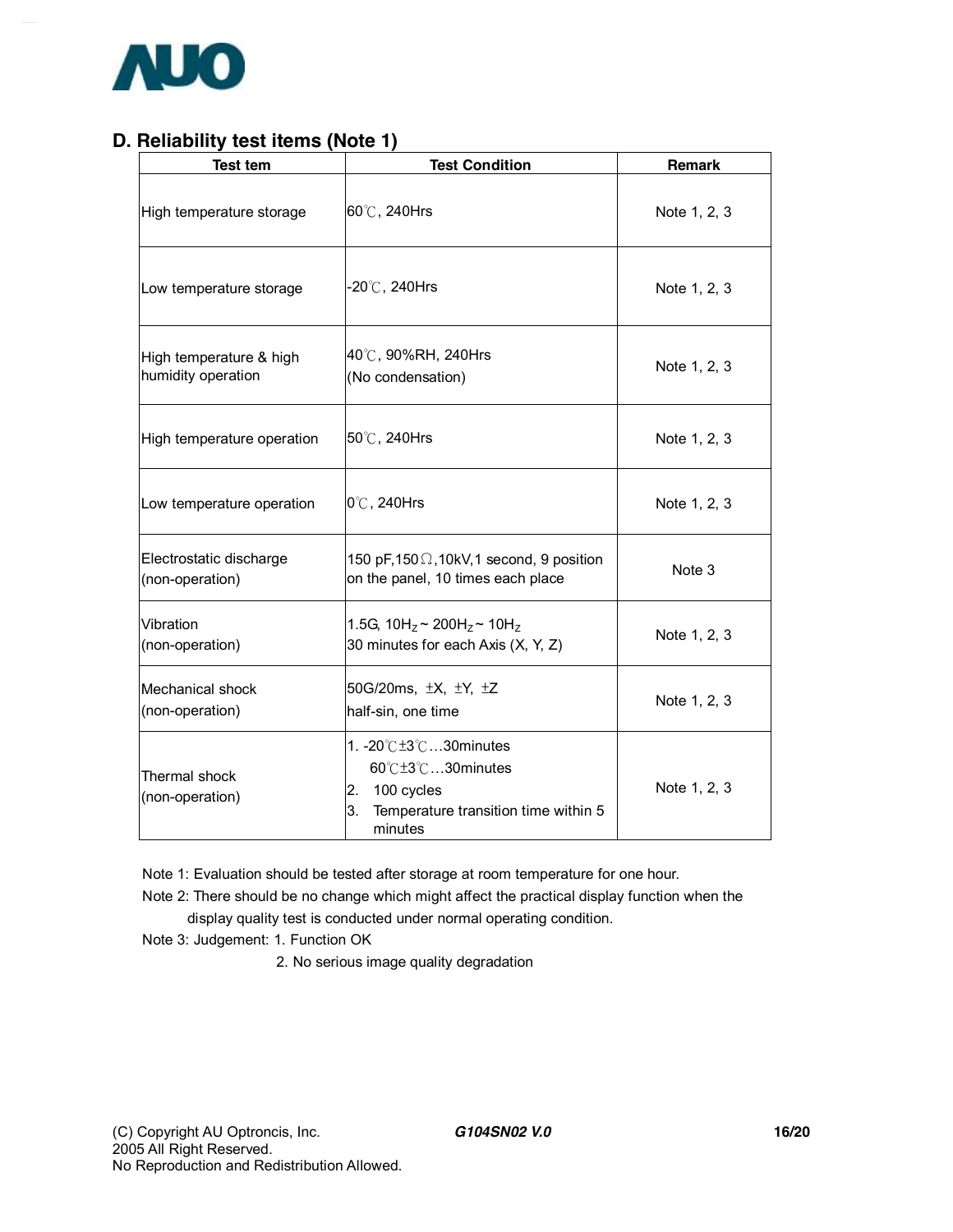## D. Reliability test items (Note 1)

| Test tem | Test Condition | Remark |
|---|---|---|
| High temperature storage | 60℃, 240Hrs | Note 1, 2, 3 |
| Low temperature storage | -20℃, 240Hrs | Note 1, 2, 3 |
| High temperature & high humidity operation | 40℃, 90%RH, 240Hrs<br>(No condensation) | Note 1, 2, 3 |
| High temperature operation | 50℃, 240Hrs | Note 1, 2, 3 |
| Low temperature operation | 0℃, 240Hrs | Note 1, 2, 3 |
| Electrostatic discharge (non-operation) | 150 pF,150Ω,10kV,1 second, 9 position on the panel, 10 times each place | Note 3 |
| Vibration (non-operation) | 1.5G, $10H_Z$ ~ $200H_Z$ ~ $10H_Z$<br>30 minutes for each Axis (X, Y, Z) | Note 1, 2, 3 |
| Mechanical shock (non-operation) | 50G/20ms, ±X, ±Y, ±Z<br>half-sin, one time | Note 1, 2, 3 |
| Thermal shock (non-operation) | 1. -20℃±3℃…30minutes<br>60℃±3℃…30minutes<br>2. 100 cycles<br>3. Temperature transition time within 5 minutes | Note 1, 2, 3 |

Note 1: Evaluation should be tested after storage at room temperature for one hour.

Note 2: There should be no change which might affect the practical display function when the display quality test is conducted under normal operating condition.

Note 3: Judgement: 1. Function OK

2. No serious image quality degradation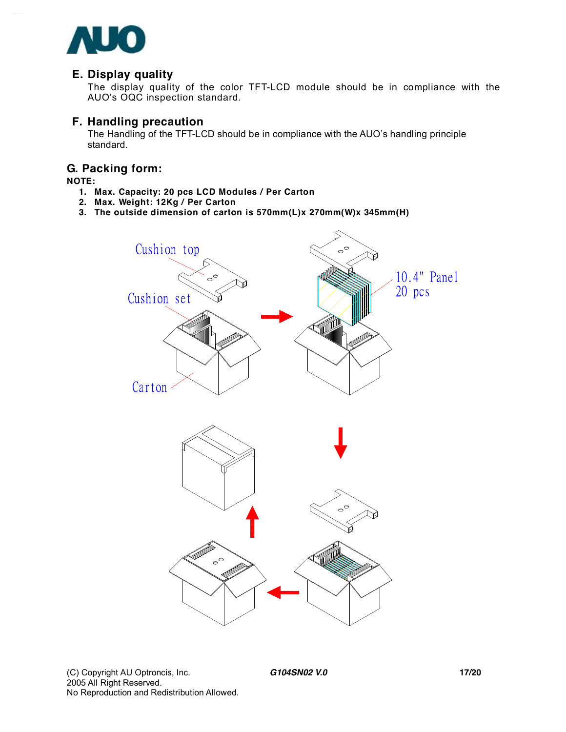## E. Display quality

The display quality of the color TFT-LCD module should be in compliance with the AUO's OQC inspection standard.

## F. Handling precaution

The Handling of the TFT-LCD should be in compliance with the AUO's handling principle standard.

## G. Packing form:

**NOTE:**

1. **Max. Capacity: 20 pcs LCD Modules / Per Carton**
2. **Max. Weight: 12Kg / Per Carton**
3. **The outside dimension of carton is 570mm(L)x 270mm(W)x 345mm(H)**

Cushion top

Cushion set

Carton

10.4" Panel
20 pcs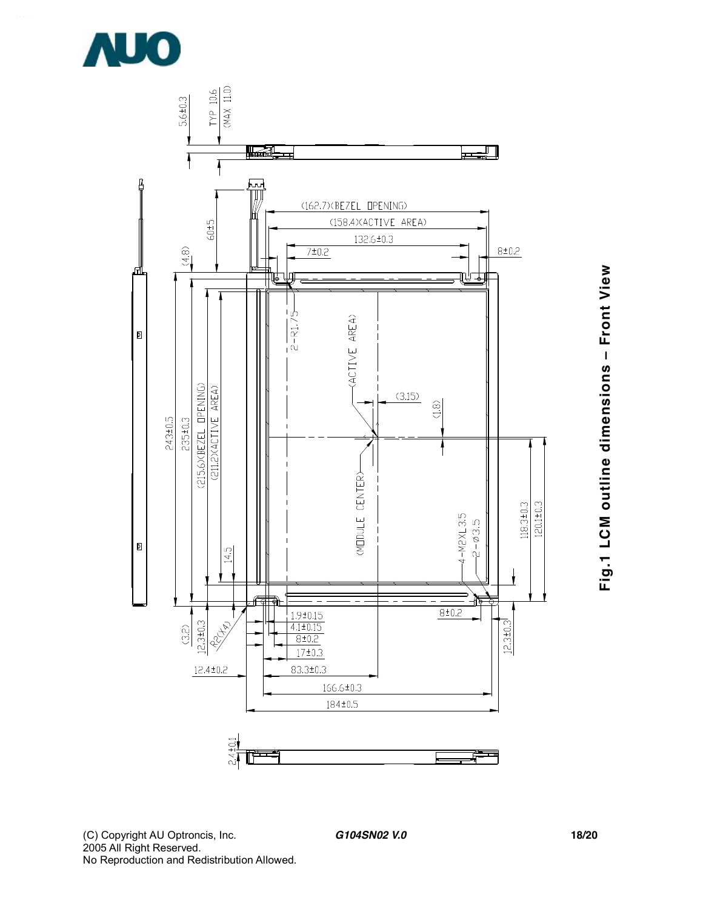Fig.1 LCM outline dimensions – Front View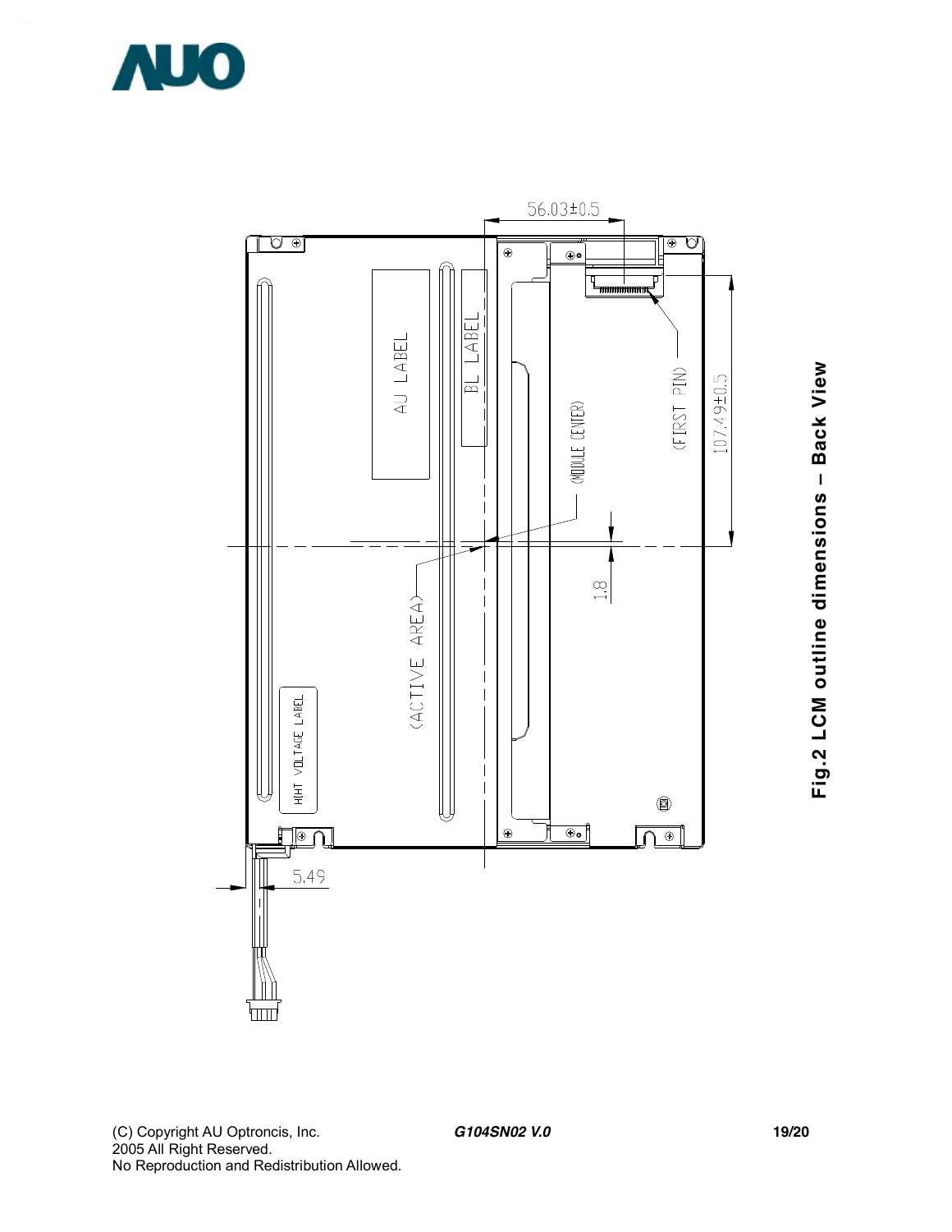Fig.2 LCM outline dimensions – Back View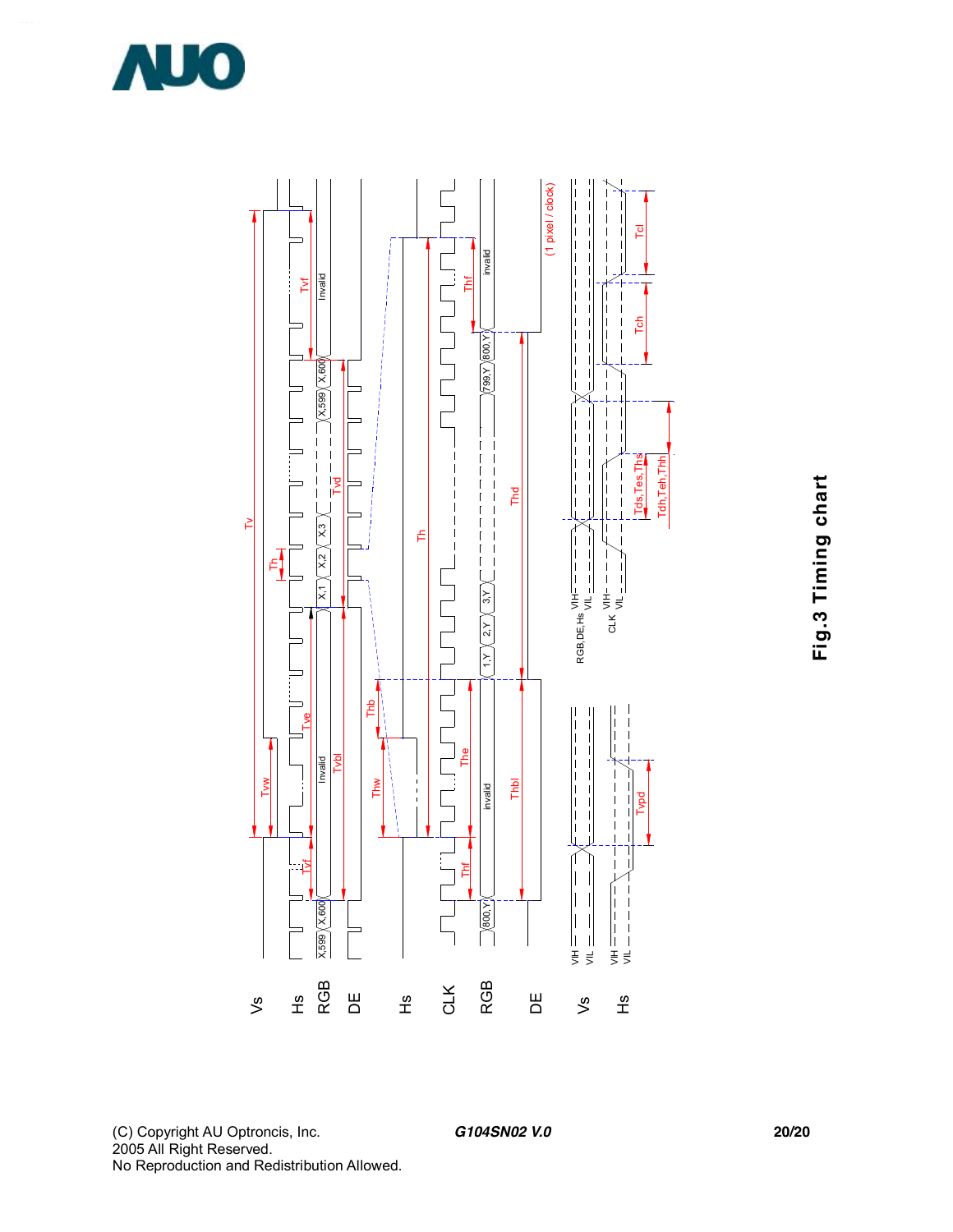Vs

Hs

RGB

DE

Hs

CLK

RGB

DE

Vs

Hs

Tv

Tvw

Tvf

Tve

Tvbl

Tvd

Tvf

Th

Invalid

Invalid

X,599

X,600

X,1

X,2

X,3

X,599

X,600

Thb

Thw

Th

Thf

The

Thf

invalid

invalid

800,Y

1,Y

2,Y

3,Y

799,Y

800,Y

Thbl

Thd

(1 pixel / clock)

RGB,DE,Hs

VIH

VIL

CLK

VIH

VIL

Tds,Tes,Ths

Tdh,Teh,Thh

Tch

Tcl

VIH

VIL

VIH

VIL

Tvpd

**Fig.3 Timing chart**